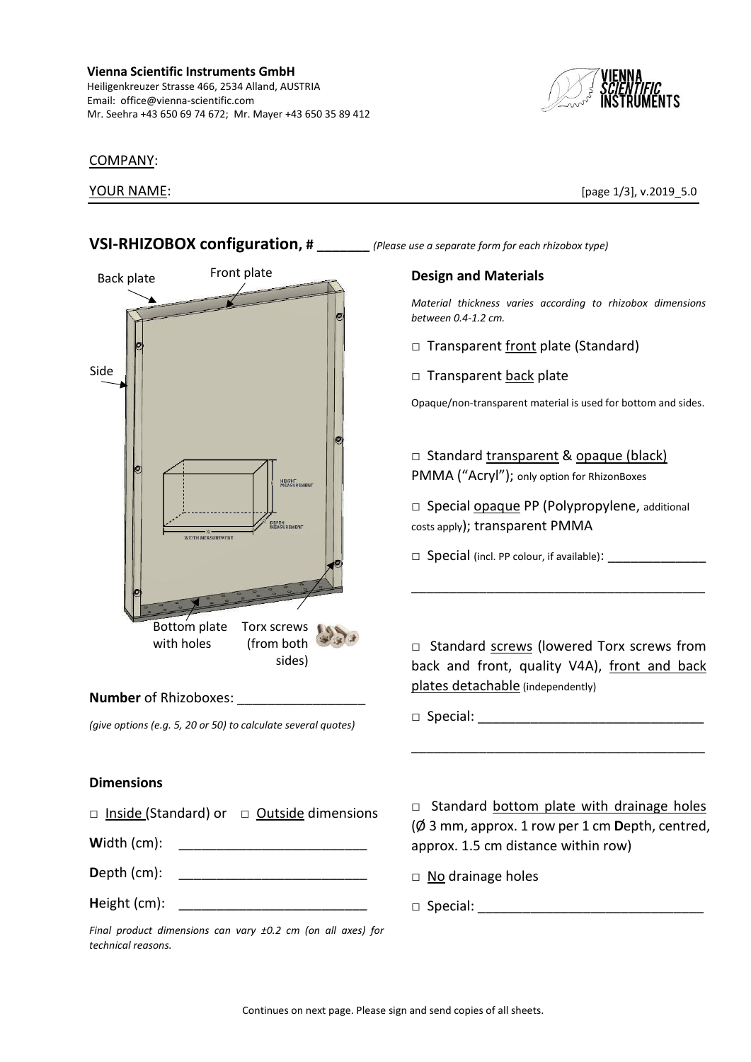**Vienna Scientific Instruments GmbH**
Heiligenkreuzer Strasse 466, 2534 Alland, AUSTRIA
Email: office@vienna-scientific.com
Mr. Seehra +43 650 69 74 672; Mr. Mayer +43 650 35 89 412

COMPANY:

YOUR NAME:

[page 1/3], v.2019_5.0

## VSI-RHIZOBOX configuration, # _______ *(Please use a separate form for each rhizobox type)*

Back plate
Front plate
Side
HEIGHT MEASUREMENT
DEPTH MEASUREMENT
WIDTH MEASUREMENT
Bottom plate with holes
Torx screws (from both sides)

**Number** of Rhizoboxes: _________________

*(give options (e.g. 5, 20 or 50) to calculate several quotes)*

### Design and Materials

*Material thickness varies according to rhizobox dimensions between 0.4-1.2 cm.*

□ Transparent front plate (Standard)

□ Transparent back plate

Opaque/non-transparent material is used for bottom and sides.

□ Standard transparent & opaque (black) PMMA ("Acryl"); only option for RhizonBoxes

□ Special opaque PP (Polypropylene, additional costs apply); transparent PMMA

□ Special (incl. PP colour, if available): ______________

________________________________________

□ Standard screws (lowered Torx screws from back and front, quality V4A), front and back plates detachable (independently)

□ Special: ______________________________

________________________________________

### Dimensions

□ Inside (Standard) or □ Outside dimensions

**W**idth (cm): __________________________

**D**epth (cm): __________________________

**H**eight (cm): __________________________

*Final product dimensions can vary ±0.2 cm (on all axes) for technical reasons.*

□ Standard bottom plate with drainage holes (Ø 3 mm, approx. 1 row per 1 cm **D**epth, centred, approx. 1.5 cm distance within row)

□ No drainage holes

□ Special: ______________________________

Continues on next page. Please sign and send copies of all sheets.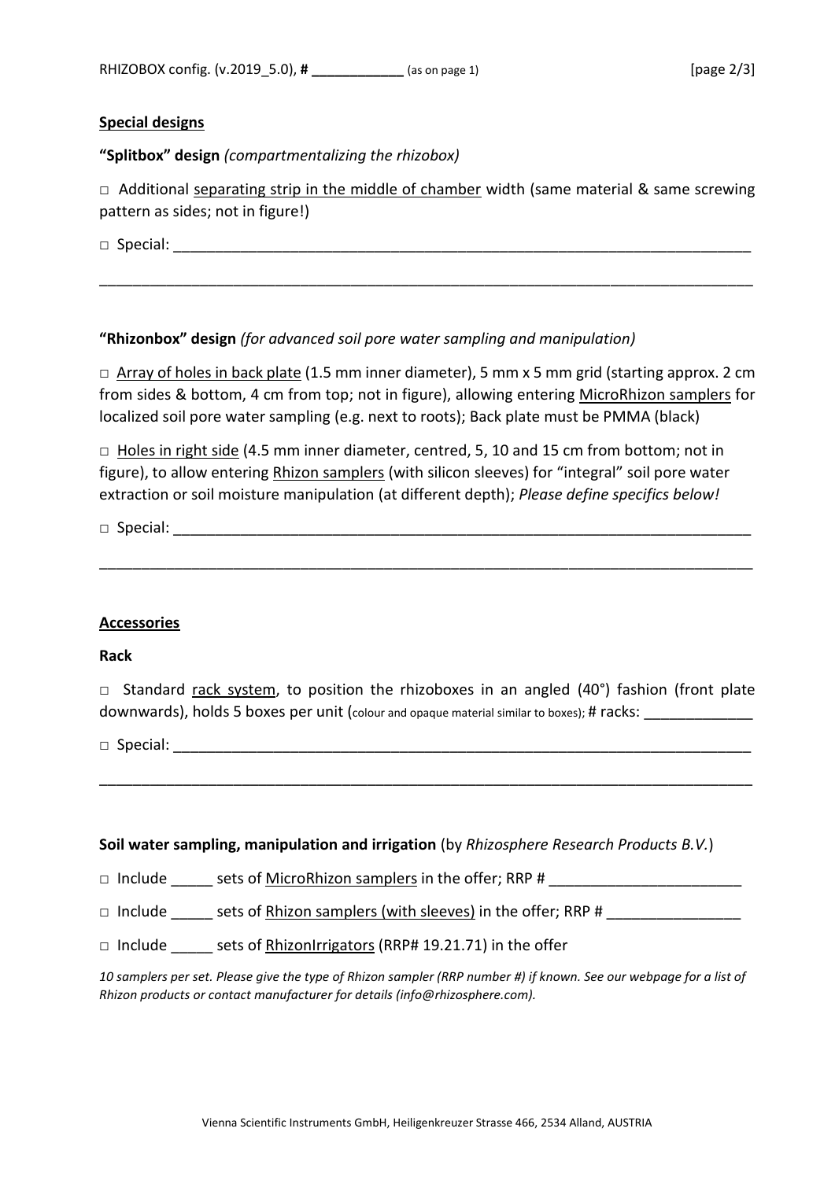## Special designs

**"Splitbox" design** *(compartmentalizing the rhizobox)*

□ Additional separating strip in the middle of chamber width (same material & same screwing pattern as sides; not in figure!)

□ Special: ______________________________________________________________________

______________________________________________________________________________

**"Rhizonbox" design** *(for advanced soil pore water sampling and manipulation)*

□ Array of holes in back plate (1.5 mm inner diameter), 5 mm x 5 mm grid (starting approx. 2 cm from sides & bottom, 4 cm from top; not in figure), allowing entering MicroRhizon samplers for localized soil pore water sampling (e.g. next to roots); Back plate must be PMMA (black)

□ Holes in right side (4.5 mm inner diameter, centred, 5, 10 and 15 cm from bottom; not in figure), to allow entering Rhizon samplers (with silicon sleeves) for "integral" soil pore water extraction or soil moisture manipulation (at different depth); *Please define specifics below!*

□ Special: ______________________________________________________________________

______________________________________________________________________________

## Accessories

**Rack**

□ Standard rack system, to position the rhizoboxes in an angled (40°) fashion (front plate downwards), holds 5 boxes per unit (colour and opaque material similar to boxes); # racks: _____________

□ Special: ______________________________________________________________________

______________________________________________________________________________

**Soil water sampling, manipulation and irrigation** (by *Rhizosphere Research Products B.V.*)

□ Include _____ sets of MicroRhizon samplers in the offer; RRP # _______________________

□ Include _____ sets of Rhizon samplers (with sleeves) in the offer; RRP # ________________

□ Include _____ sets of RhizonIrrigators (RRP# 19.21.71) in the offer

*10 samplers per set. Please give the type of Rhizon sampler (RRP number #) if known. See our webpage for a list of Rhizon products or contact manufacturer for details (info@rhizosphere.com).*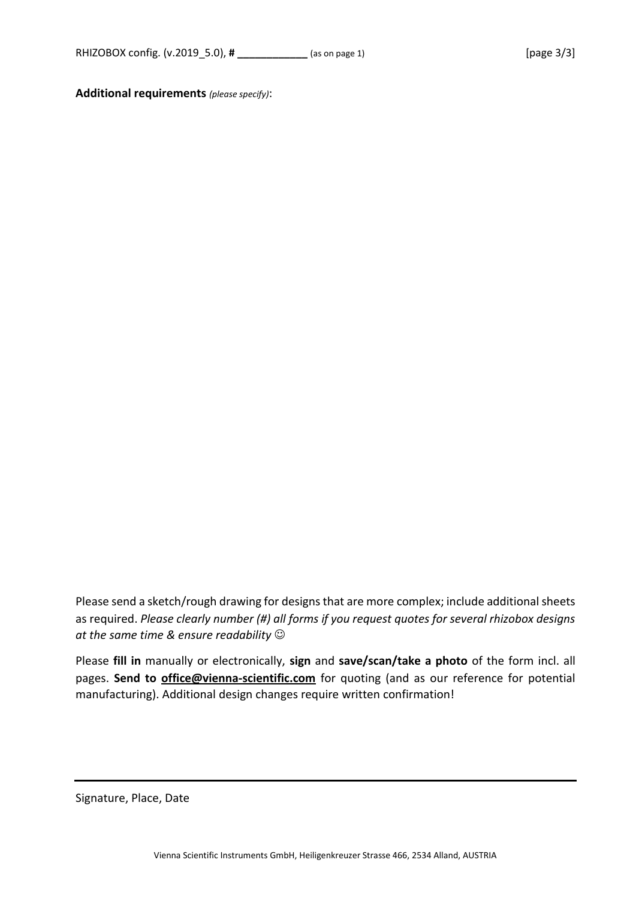RHIZOBOX config. (v.2019_5.0), **# ____________** (as on page 1)

**Additional requirements** *(please specify)*:

Please send a sketch/rough drawing for designs that are more complex; include additional sheets as required. *Please clearly number (#) all forms if you request quotes for several rhizobox designs at the same time & ensure readability* ☺

Please **fill in** manually or electronically, **sign** and **save/scan/take a photo** of the form incl. all pages. **Send to office@vienna-scientific.com** for quoting (and as our reference for potential manufacturing). Additional design changes require written confirmation!

Signature, Place, Date

Vienna Scientific Instruments GmbH, Heiligenkreuzer Strasse 466, 2534 Alland, AUSTRIA